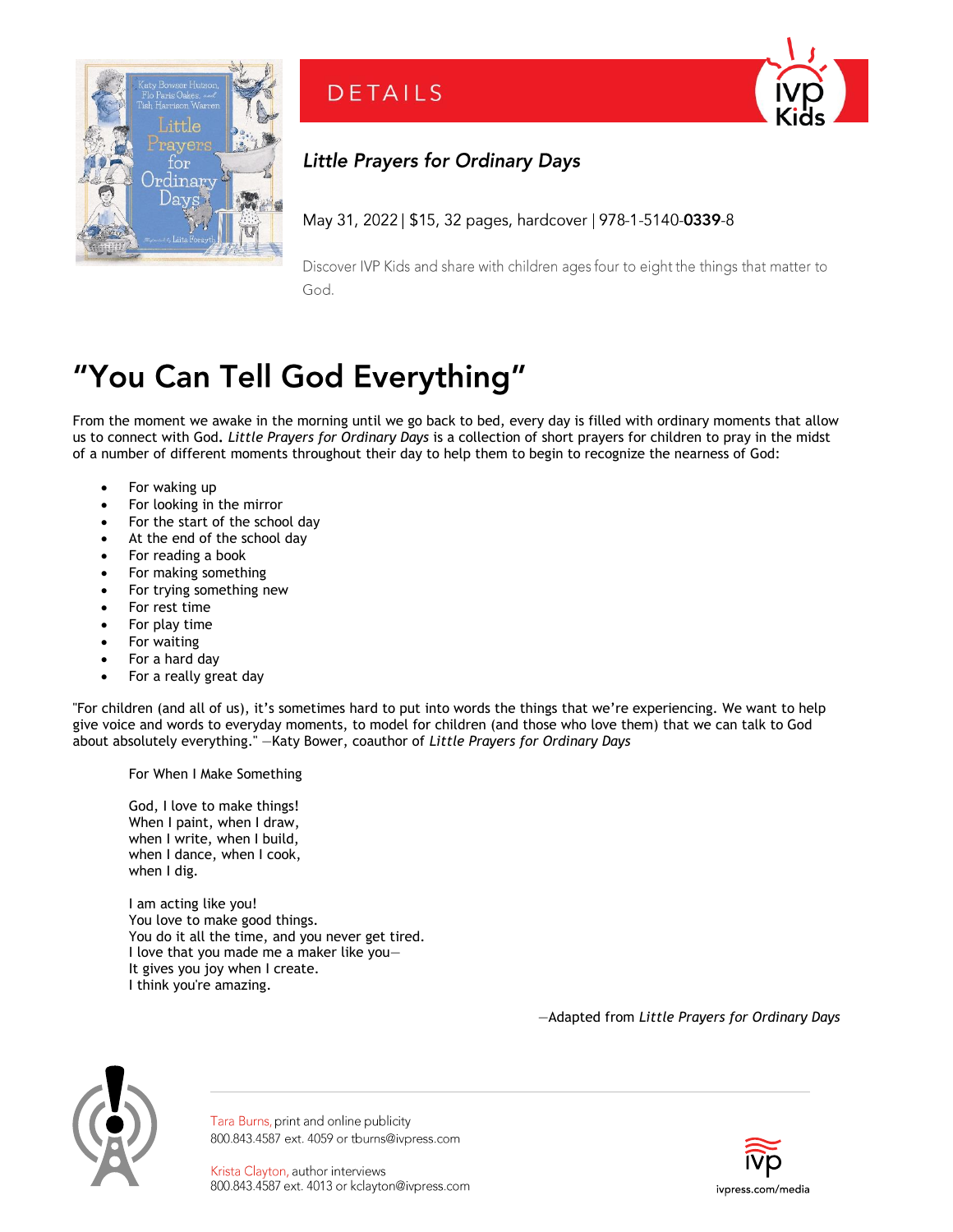DETAILS

### *Little Prayers for Ordinary Days*

May 31, 2022 | $15, 32 pages, hardcover | 978-1-5140-**0339**-8

Discover IVP Kids and share with children ages four to eight the things that matter to God.

# "You Can Tell God Everything"

From the moment we awake in the morning until we go back to bed, every day is filled with ordinary moments that allow us to connect with God. *Little Prayers for Ordinary Days* is a collection of short prayers for children to pray in the midst of a number of different moments throughout their day to help them to begin to recognize the nearness of God:

- For waking up
- For looking in the mirror
- For the start of the school day
- At the end of the school day
- For reading a book
- For making something
- For trying something new
- For rest time
- For play time
- For waiting
- For a hard day
- For a really great day

"For children (and all of us), it's sometimes hard to put into words the things that we're experiencing. We want to help give voice and words to everyday moments, to model for children (and those who love them) that we can talk to God about absolutely everything." —Katy Bower, coauthor of *Little Prayers for Ordinary Days*

For When I Make Something

God, I love to make things!
When I paint, when I draw,
when I write, when I build,
when I dance, when I cook,
when I dig.

I am acting like you!
You love to make good things.
You do it all the time, and you never get tired.
I love that you made me a maker like you—
It gives you joy when I create.
I think you're amazing.

—Adapted from *Little Prayers for Ordinary Days*

Tara Burns, print and online publicity
800.843.4587 ext. 4059 or tburns@ivpress.com

Krista Clayton, author interviews
800.843.4587 ext. 4013 or kclayton@ivpress.com

ivpress.com/media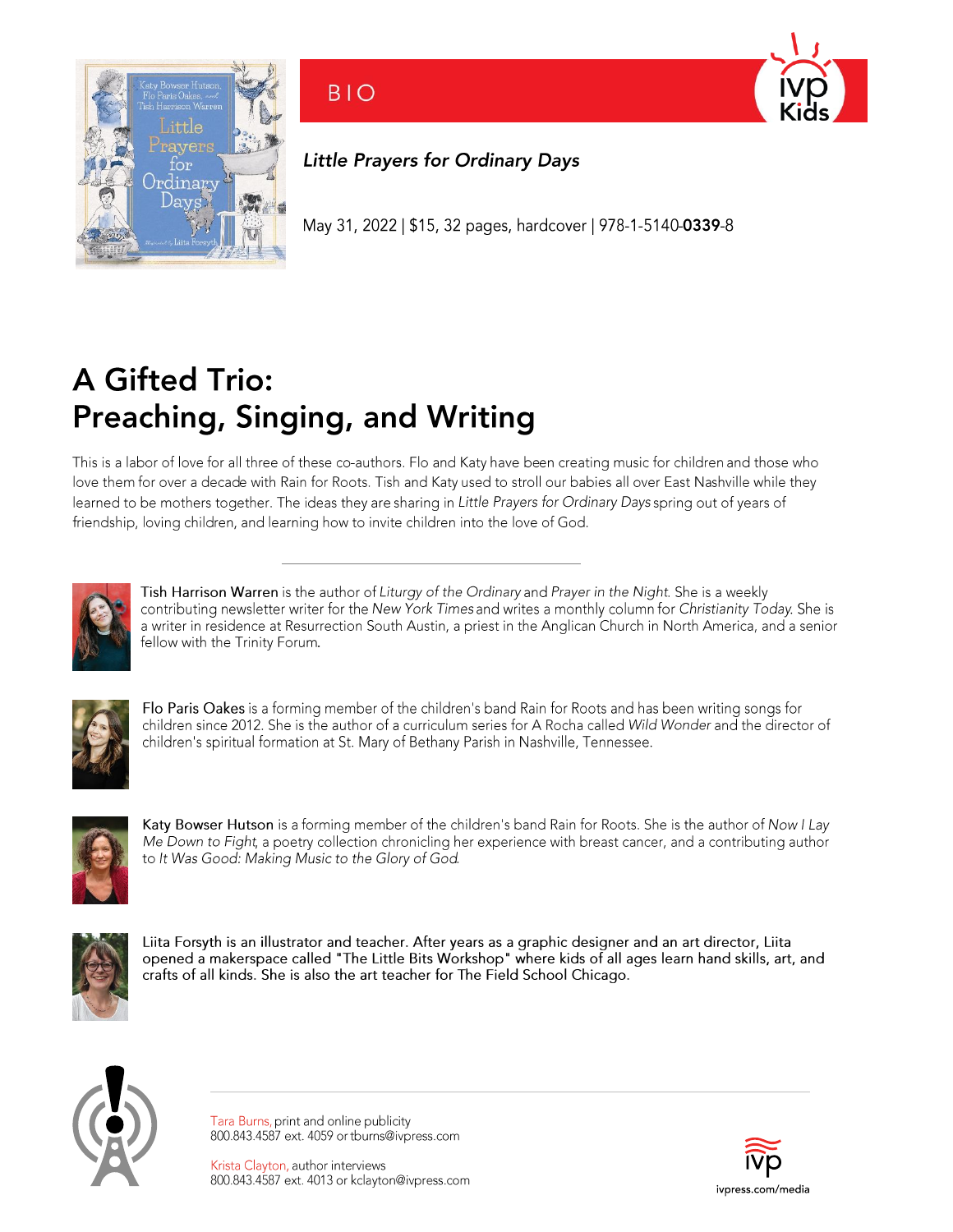BIO

*Little Prayers for Ordinary Days*

May 31, 2022 | $15, 32 pages, hardcover | 978-1-5140-**0339**-8

# A Gifted Trio:
# Preaching, Singing, and Writing

This is a labor of love for all three of these co-authors. Flo and Katy have been creating music for children and those who love them for over a decade with Rain for Roots. Tish and Katy used to stroll our babies all over East Nashville while they learned to be mothers together. The ideas they are sharing in *Little Prayers for Ordinary Days* spring out of years of friendship, loving children, and learning how to invite children into the love of God.

---

Tish Harrison Warren is the author of *Liturgy of the Ordinary* and *Prayer in the Night*. She is a weekly contributing newsletter writer for the *New York Times* and writes a monthly column for *Christianity Today*. She is a writer in residence at Resurrection South Austin, a priest in the Anglican Church in North America, and a senior fellow with the Trinity Forum.

Flo Paris Oakes is a forming member of the children's band Rain for Roots and has been writing songs for children since 2012. She is the author of a curriculum series for A Rocha called *Wild Wonder* and the director of children's spiritual formation at St. Mary of Bethany Parish in Nashville, Tennessee.

Katy Bowser Hutson is a forming member of the children's band Rain for Roots. She is the author of *Now I Lay Me Down to Fight*, a poetry collection chronicling her experience with breast cancer, and a contributing author to *It Was Good: Making Music to the Glory of God*.

Liita Forsyth is an illustrator and teacher. After years as a graphic designer and an art director, Liita opened a makerspace called "The Little Bits Workshop" where kids of all ages learn hand skills, art, and crafts of all kinds. She is also the art teacher for The Field School Chicago.

Tara Burns, print and online publicity
800.843.4587 ext. 4059 or tburns@ivpress.com

Krista Clayton, author interviews
800.843.4587 ext. 4013 or kclayton@ivpress.com

ivpress.com/media